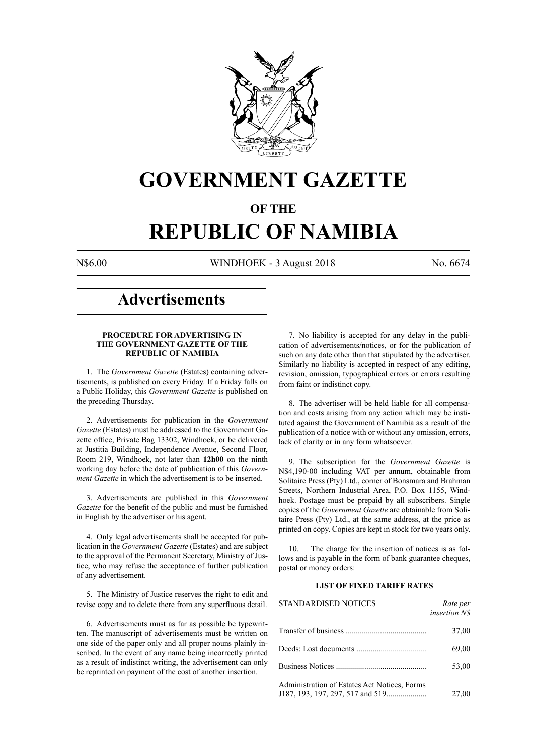# GOVERNMENT GAZETTE

## OF THE

# REPUBLIC OF NAMIBIA

N$6.00 WINDHOEK - 3 August 2018 No. 6674

# Advertisements

### PROCEDURE FOR ADVERTISING IN THE GOVERNMENT GAZETTE OF THE REPUBLIC OF NAMIBIA

1. The *Government Gazette* (Estates) containing advertisements, is published on every Friday. If a Friday falls on a Public Holiday, this *Government Gazette* is published on the preceding Thursday.

2. Advertisements for publication in the *Government Gazette* (Estates) must be addressed to the Government Gazette office, Private Bag 13302, Windhoek, or be delivered at Justitia Building, Independence Avenue, Second Floor, Room 219, Windhoek, not later than **12h00** on the ninth working day before the date of publication of this *Government Gazette* in which the advertisement is to be inserted.

3. Advertisements are published in this *Government Gazette* for the benefit of the public and must be furnished in English by the advertiser or his agent.

4. Only legal advertisements shall be accepted for publication in the *Government Gazette* (Estates) and are subject to the approval of the Permanent Secretary, Ministry of Justice, who may refuse the acceptance of further publication of any advertisement.

5. The Ministry of Justice reserves the right to edit and revise copy and to delete there from any superfluous detail.

6. Advertisements must as far as possible be typewritten. The manuscript of advertisements must be written on one side of the paper only and all proper nouns plainly inscribed. In the event of any name being incorrectly printed as a result of indistinct writing, the advertisement can only be reprinted on payment of the cost of another insertion.

7. No liability is accepted for any delay in the publication of advertisements/notices, or for the publication of such on any date other than that stipulated by the advertiser. Similarly no liability is accepted in respect of any editing, revision, omission, typographical errors or errors resulting from faint or indistinct copy.

8. The advertiser will be held liable for all compensation and costs arising from any action which may be instituted against the Government of Namibia as a result of the publication of a notice with or without any omission, errors, lack of clarity or in any form whatsoever.

9. The subscription for the *Government Gazette* is N$4,190-00 including VAT per annum, obtainable from Solitaire Press (Pty) Ltd., corner of Bonsmara and Brahman Streets, Northern Industrial Area, P.O. Box 1155, Windhoek. Postage must be prepaid by all subscribers. Single copies of the *Government Gazette* are obtainable from Solitaire Press (Pty) Ltd., at the same address, at the price as printed on copy. Copies are kept in stock for two years only.

10. The charge for the insertion of notices is as follows and is payable in the form of bank guarantee cheques, postal or money orders:

### LIST OF FIXED TARIFF RATES

| STANDARDISED NOTICES | *Rate per insertion N$* |
|---|---|
| Transfer of business | 37,00 |
| Deeds: Lost documents | 69,00 |
| Business Notices | 53,00 |
| Administration of Estates Act Notices, Forms J187, 193, 197, 297, 517 and 519 | 27,00 |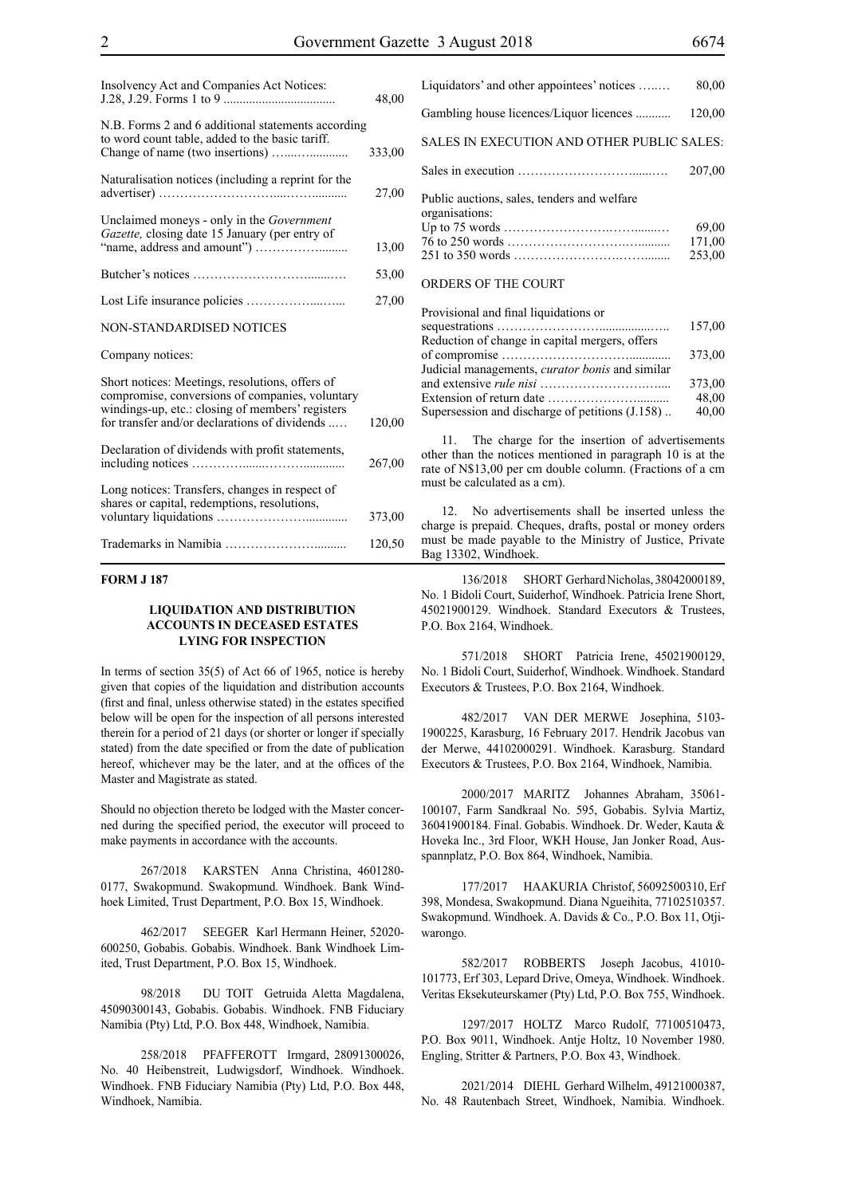| | |
|---|---|
| Insolvency Act and Companies Act Notices: J.28, J.29. Forms 1 to 9 | 48,00 |
| N.B. Forms 2 and 6 additional statements according to word count table, added to the basic tariff. Change of name (two insertions) | 333,00 |
| Naturalisation notices (including a reprint for the advertiser) | 27,00 |
| Unclaimed moneys - only in the *Government Gazette,* closing date 15 January (per entry of "name, address and amount") | 13,00 |
| Butcher's notices | 53,00 |
| Lost Life insurance policies | 27,00 |
| NON-STANDARDISED NOTICES | |
| Company notices: | |
| Short notices: Meetings, resolutions, offers of compromise, conversions of companies, voluntary windings-up, etc.: closing of members' registers for transfer and/or declarations of dividends | 120,00 |
| Declaration of dividends with profit statements, including notices | 267,00 |
| Long notices: Transfers, changes in respect of shares or capital, redemptions, resolutions, voluntary liquidations | 373,00 |
| Trademarks in Namibia | 120,50 |
| Liquidators' and other appointees' notices | 80,00 |
| Gambling house licences/Liquor licences | 120,00 |
| SALES IN EXECUTION AND OTHER PUBLIC SALES: | |
| Sales in execution | 207,00 |
| Public auctions, sales, tenders and welfare organisations: | |
| Up to 75 words | 69,00 |
| 76 to 250 words | 171,00 |
| 251 to 350 words | 253,00 |
| ORDERS OF THE COURT | |
| Provisional and final liquidations or sequestrations | 157,00 |
| Reduction of change in capital mergers, offers of compromise | 373,00 |
| Judicial managements, *curator bonis* and similar and extensive *rule nisi* | 373,00 |
| Extension of return date | 48,00 |
| Supersession and discharge of petitions (J.158) | 40,00 |

11. The charge for the insertion of advertisements other than the notices mentioned in paragraph 10 is at the rate of N$13,00 per cm double column. (Fractions of a cm must be calculated as a cm).

12. No advertisements shall be inserted unless the charge is prepaid. Cheques, drafts, postal or money orders must be made payable to the Ministry of Justice, Private Bag 13302, Windhoek.

**FORM J 187**

### LIQUIDATION AND DISTRIBUTION ACCOUNTS IN DECEASED ESTATES LYING FOR INSPECTION

In terms of section 35(5) of Act 66 of 1965, notice is hereby given that copies of the liquidation and distribution accounts (first and final, unless otherwise stated) in the estates specified below will be open for the inspection of all persons interested therein for a period of 21 days (or shorter or longer if specially stated) from the date specified or from the date of publication hereof, whichever may be the later, and at the offices of the Master and Magistrate as stated.

Should no objection thereto be lodged with the Master concerned during the specified period, the executor will proceed to make payments in accordance with the accounts.

267/2018 KARSTEN Anna Christina, 4601280-0177, Swakopmund. Swakopmund. Windhoek. Bank Windhoek Limited, Trust Department, P.O. Box 15, Windhoek.

462/2017 SEEGER Karl Hermann Heiner, 52020-600250, Gobabis. Gobabis. Windhoek. Bank Windhoek Limited, Trust Department, P.O. Box 15, Windhoek.

98/2018 DU TOIT Getruida Aletta Magdalena, 45090300143, Gobabis. Gobabis. Windhoek. FNB Fiduciary Namibia (Pty) Ltd, P.O. Box 448, Windhoek, Namibia.

258/2018 PFAFFEROTT Irmgard, 28091300026, No. 40 Heibenstreit, Ludwigsdorf, Windhoek. Windhoek. Windhoek. FNB Fiduciary Namibia (Pty) Ltd, P.O. Box 448, Windhoek, Namibia.

136/2018 SHORT Gerhard Nicholas, 38042000189, No. 1 Bidoli Court, Suiderhof, Windhoek. Patricia Irene Short, 45021900129. Windhoek. Standard Executors & Trustees, P.O. Box 2164, Windhoek.

571/2018 SHORT Patricia Irene, 45021900129, No. 1 Bidoli Court, Suiderhof, Windhoek. Windhoek. Standard Executors & Trustees, P.O. Box 2164, Windhoek.

482/2017 VAN DER MERWE Josephina, 5103-1900225, Karasburg, 16 February 2017. Hendrik Jacobus van der Merwe, 44102000291. Windhoek. Karasburg. Standard Executors & Trustees, P.O. Box 2164, Windhoek, Namibia.

2000/2017 MARITZ Johannes Abraham, 35061-100107, Farm Sandkraal No. 595, Gobabis. Sylvia Martiz, 36041900184. Final. Gobabis. Windhoek. Dr. Weder, Kauta & Hoveka Inc., 3rd Floor, WKH House, Jan Jonker Road, Ausspannplatz, P.O. Box 864, Windhoek, Namibia.

177/2017 HAAKURIA Christof, 56092500310, Erf 398, Mondesa, Swakopmund. Diana Ngueihita, 77102510357. Swakopmund. Windhoek. A. Davids & Co., P.O. Box 11, Otjiwarongo.

582/2017 ROBBERTS Joseph Jacobus, 41010-101773, Erf 303, Lepard Drive, Omeya, Windhoek. Windhoek. Veritas Eksekuteurskamer (Pty) Ltd, P.O. Box 755, Windhoek.

1297/2017 HOLTZ Marco Rudolf, 77100510473, P.O. Box 9011, Windhoek. Antje Holtz, 10 November 1980. Engling, Stritter & Partners, P.O. Box 43, Windhoek.

2021/2014 DIEHL Gerhard Wilhelm, 49121000387, No. 48 Rautenbach Street, Windhoek, Namibia. Windhoek.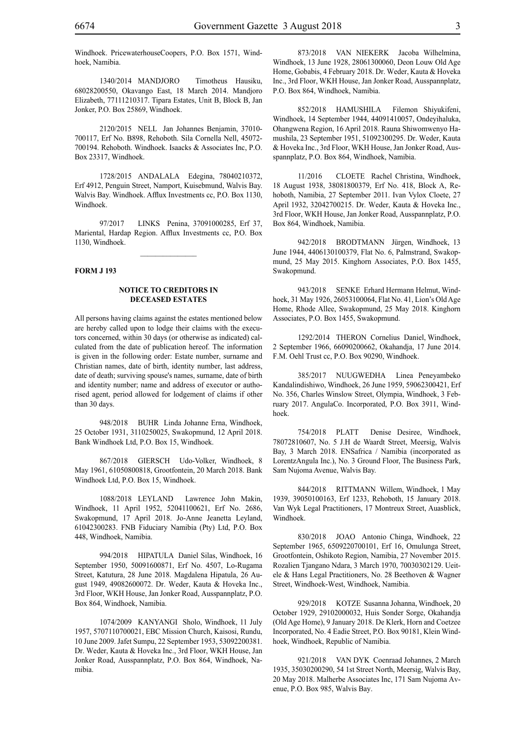Windhoek. PricewaterhouseCoopers, P.O. Box 1571, Windhoek, Namibia.

1340/2014 MANDJORO Timotheus Hausiku, 68028200550, Okavango East, 18 March 2014. Mandjoro Elizabeth, 77111210317. Tipara Estates, Unit B, Block B, Jan Jonker, P.O. Box 25869, Windhoek.

2120/2015 NELL Jan Johannes Benjamin, 37010-700117, Erf No. B898, Rehoboth. Sila Cornella Nell, 45072-700194. Rehoboth. Windhoek. Isaacks & Associates Inc, P.O. Box 23317, Windhoek.

1728/2015 ANDALALA Edegina, 78040210372, Erf 4912, Penguin Street, Namport, Kuisebmund, Walvis Bay. Walvis Bay. Windhoek. Afflux Investments cc, P.O. Box 1130, Windhoek.

97/2017 LINKS Penina, 37091000285, Erf 37, Mariental, Hardap Region. Afflux Investments cc, P.O. Box 1130, Windhoek.

**FORM J 193**

**NOTICE TO CREDITORS IN DECEASED ESTATES**

All persons having claims against the estates mentioned below are hereby called upon to lodge their claims with the executors concerned, within 30 days (or otherwise as indicated) calculated from the date of publication hereof. The information is given in the following order: Estate number, surname and Christian names, date of birth, identity number, last address, date of death; surviving spouse's names, surname, date of birth and identity number; name and address of executor or authorised agent, period allowed for lodgement of claims if other than 30 days.

948/2018 BUHR Linda Johanne Erna, Windhoek, 25 October 1931, 3110250025, Swakopmund, 12 April 2018. Bank Windhoek Ltd, P.O. Box 15, Windhoek.

867/2018 GIERSCH Udo-Volker, Windhoek, 8 May 1961, 61050800818, Grootfontein, 20 March 2018. Bank Windhoek Ltd, P.O. Box 15, Windhoek.

1088/2018 LEYLAND Lawrence John Makin, Windhoek, 11 April 1952, 52041100621, Erf No. 2686, Swakopmund, 17 April 2018. Jo-Anne Jeanetta Leyland, 61042300283. FNB Fiduciary Namibia (Pty) Ltd, P.O. Box 448, Windhoek, Namibia.

994/2018 HIPATULA Daniel Silas, Windhoek, 16 September 1950, 50091600871, Erf No. 4507, Lo-Rugama Street, Katutura, 28 June 2018. Magdalena Hipatula, 26 August 1949, 49082600072. Dr. Weder, Kauta & Hoveka Inc., 3rd Floor, WKH House, Jan Jonker Road, Ausspannplatz, P.O. Box 864, Windhoek, Namibia.

1074/2009 KANYANGI Sholo, Windhoek, 11 July 1957, 5707110700021, EBC Mission Church, Kaisosi, Rundu, 10 June 2009. Jafet Sumpu, 22 September 1953, 53092200381. Dr. Weder, Kauta & Hoveka Inc., 3rd Floor, WKH House, Jan Jonker Road, Ausspannplatz, P.O. Box 864, Windhoek, Namibia.

873/2018 VAN NIEKERK Jacoba Wilhelmina, Windhoek, 13 June 1928, 28061300060, Deon Louw Old Age Home, Gobabis, 4 February 2018. Dr. Weder, Kauta & Hoveka Inc., 3rd Floor, WKH House, Jan Jonker Road, Ausspannplatz, P.O. Box 864, Windhoek, Namibia.

852/2018 HAMUSHILA Filemon Shiyukifeni, Windhoek, 14 September 1944, 44091410057, Ondeyihaluka, Ohangwena Region, 16 April 2018. Rauna Shiwomwenyo Hamushila, 23 September 1951, 51092300295. Dr. Weder, Kauta & Hoveka Inc., 3rd Floor, WKH House, Jan Jonker Road, Ausspannplatz, P.O. Box 864, Windhoek, Namibia.

11/2016 CLOETE Rachel Christina, Windhoek, 18 August 1938, 38081800379, Erf No. 418, Block A, Rehoboth, Namibia, 27 September 2011. Ivan Vylox Cloete, 27 April 1932, 32042700215. Dr. Weder, Kauta & Hoveka Inc., 3rd Floor, WKH House, Jan Jonker Road, Ausspannplatz, P.O. Box 864, Windhoek, Namibia.

942/2018 BRODTMANN Jürgen, Windhoek, 13 June 1944, 4406130100379, Flat No. 6, Palmstrand, Swakopmund, 25 May 2015. Kinghorn Associates, P.O. Box 1455, Swakopmund.

943/2018 SENKE Erhard Hermann Helmut, Windhoek, 31 May 1926, 26053100064, Flat No. 41, Lion's Old Age Home, Rhode Allee, Swakopmund, 25 May 2018. Kinghorn Associates, P.O. Box 1455, Swakopmund.

1292/2014 THERON Cornelius Daniel, Windhoek, 2 September 1966, 66090200662, Okahandja, 17 June 2014. F.M. Oehl Trust cc, P.O. Box 90290, Windhoek.

385/2017 NUUGWEDHA Linea Peneyambeko Kandalindishiwo, Windhoek, 26 June 1959, 59062300421, Erf No. 356, Charles Winslow Street, Olympia, Windhoek, 3 February 2017. AngulaCo. Incorporated, P.O. Box 3911, Windhoek.

754/2018 PLATT Denise Desiree, Windhoek, 78072810607, No. 5 J.H de Waardt Street, Meersig, Walvis Bay, 3 March 2018. ENSafrica / Namibia (incorporated as LorentzAngula Inc.), No. 3 Ground Floor, The Business Park, Sam Nujoma Avenue, Walvis Bay.

844/2018 RITTMANN Willem, Windhoek, 1 May 1939, 39050100163, Erf 1233, Rehoboth, 15 January 2018. Van Wyk Legal Practitioners, 17 Montreux Street, Auasblick, Windhoek.

830/2018 JOAO Antonio Chinga, Windhoek, 22 September 1965, 6509220700101, Erf 16, Omulunga Street, Grootfontein, Oshikoto Region, Namibia, 27 November 2015. Rozalien Tjangano Ndara, 3 March 1970, 70030302129. Ueitele & Hans Legal Practitioners, No. 28 Beethoven & Wagner Street, Windhoek-West, Windhoek, Namibia.

929/2018 KOTZE Susanna Johanna, Windhoek, 20 October 1929, 29102000032, Huis Sonder Sorge, Okahandja (Old Age Home), 9 January 2018. De Klerk, Horn and Coetzee Incorporated, No. 4 Eadie Street, P.O. Box 90181, Klein Windhoek, Windhoek, Republic of Namibia.

921/2018 VAN DYK Coenraad Johannes, 2 March 1935, 35030200290, 54 1st Street North, Meersig, Walvis Bay, 20 May 2018. Malherbe Associates Inc, 171 Sam Nujoma Avenue, P.O. Box 985, Walvis Bay.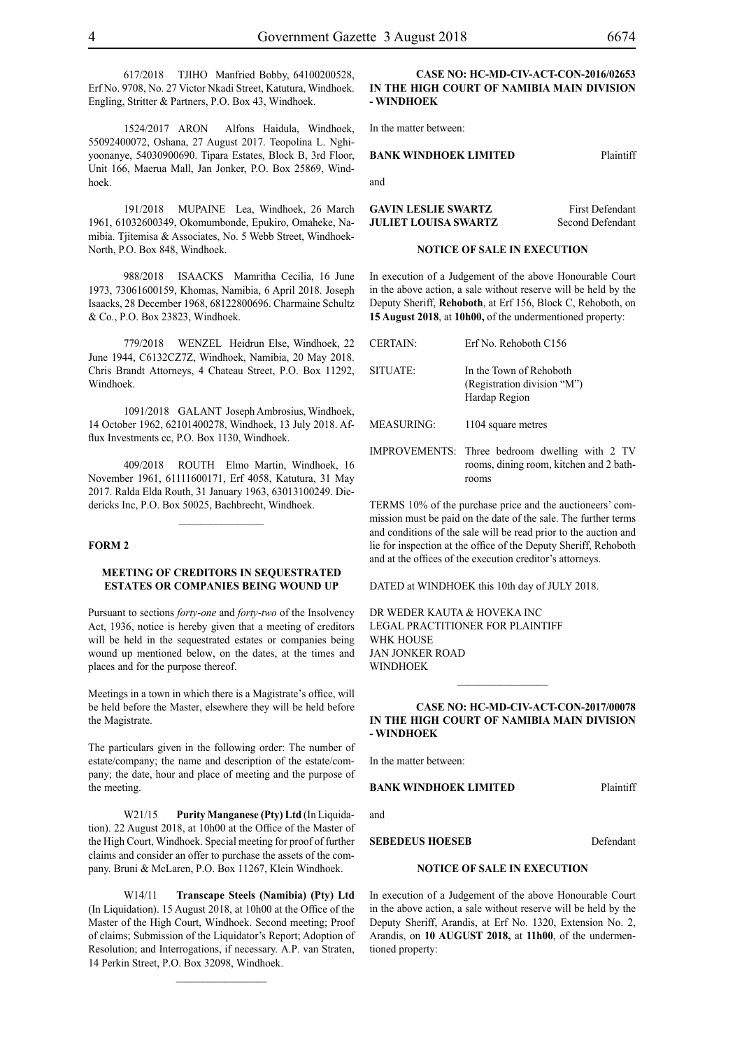617/2018 TJIHO Manfried Bobby, 64100200528, Erf No. 9708, No. 27 Victor Nkadi Street, Katutura, Windhoek. Engling, Stritter & Partners, P.O. Box 43, Windhoek.

1524/2017 ARON Alfons Haidula, Windhoek, 55092400072, Oshana, 27 August 2017. Teopolina L. Nghiyoonanye, 54030900690. Tipara Estates, Block B, 3rd Floor, Unit 166, Maerua Mall, Jan Jonker, P.O. Box 25869, Windhoek.

191/2018 MUPAINE Lea, Windhoek, 26 March 1961, 61032600349, Okomumbonde, Epukiro, Omaheke, Namibia. Tjitemisa & Associates, No. 5 Webb Street, Windhoek-North, P.O. Box 848, Windhoek.

988/2018 ISAACKS Mamritha Cecilia, 16 June 1973, 73061600159, Khomas, Namibia, 6 April 2018. Joseph Isaacks, 28 December 1968, 68122800696. Charmaine Schultz & Co., P.O. Box 23823, Windhoek.

779/2018 WENZEL Heidrun Else, Windhoek, 22 June 1944, C6132CZ7Z, Windhoek, Namibia, 20 May 2018. Chris Brandt Attorneys, 4 Chateau Street, P.O. Box 11292, Windhoek.

1091/2018 GALANT Joseph Ambrosius, Windhoek, 14 October 1962, 62101400278, Windhoek, 13 July 2018. Afflux Investments cc, P.O. Box 1130, Windhoek.

409/2018 ROUTH Elmo Martin, Windhoek, 16 November 1961, 61111600171, Erf 4058, Katutura, 31 May 2017. Ralda Elda Routh, 31 January 1963, 63013100249. Diedericks Inc, P.O. Box 50025, Bachbrecht, Windhoek.

---

**FORM 2**

**MEETING OF CREDITORS IN SEQUESTRATED ESTATES OR COMPANIES BEING WOUND UP**

Pursuant to sections *forty-one* and *forty-two* of the Insolvency Act, 1936, notice is hereby given that a meeting of creditors will be held in the sequestrated estates or companies being wound up mentioned below, on the dates, at the times and places and for the purpose thereof.

Meetings in a town in which there is a Magistrate's office, will be held before the Master, elsewhere they will be held before the Magistrate.

The particulars given in the following order: The number of estate/company; the name and description of the estate/company; the date, hour and place of meeting and the purpose of the meeting.

W21/15 **Purity Manganese (Pty) Ltd** (In Liquidation). 22 August 2018, at 10h00 at the Office of the Master of the High Court, Windhoek. Special meeting for proof of further claims and consider an offer to purchase the assets of the company. Bruni & McLaren, P.O. Box 11267, Klein Windhoek.

W14/11 **Transcape Steels (Namibia) (Pty) Ltd** (In Liquidation). 15 August 2018, at 10h00 at the Office of the Master of the High Court, Windhoek. Second meeting; Proof of claims; Submission of the Liquidator's Report; Adoption of Resolution; and Interrogations, if necessary. A.P. van Straten, 14 Perkin Street, P.O. Box 32098, Windhoek.

---

**CASE NO: HC-MD-CIV-ACT-CON-2016/02653**
**IN THE HIGH COURT OF NAMIBIA MAIN DIVISION - WINDHOEK**

In the matter between:

**BANK WINDHOEK LIMITED** Plaintiff

and

**GAVIN LESLIE SWARTZ** First Defendant
**JULIET LOUISA SWARTZ** Second Defendant

**NOTICE OF SALE IN EXECUTION**

In execution of a Judgement of the above Honourable Court in the above action, a sale without reserve will be held by the Deputy Sheriff, **Rehoboth**, at Erf 156, Block C, Rehoboth, on **15 August 2018**, at **10h00,** of the undermentioned property:

| | |
|---|---|
| CERTAIN: | Erf No. Rehoboth C156 |
| SITUATE: | In the Town of Rehoboth (Registration division "M") Hardap Region |
| MEASURING: | 1104 square metres |
| IMPROVEMENTS: | Three bedroom dwelling with 2 TV rooms, dining room, kitchen and 2 bathrooms |

TERMS 10% of the purchase price and the auctioneers' commission must be paid on the date of the sale. The further terms and conditions of the sale will be read prior to the auction and lie for inspection at the office of the Deputy Sheriff, Rehoboth and at the offices of the execution creditor's attorneys.

DATED at WINDHOEK this 10th day of JULY 2018.

DR WEDER KAUTA & HOVEKA INC
LEGAL PRACTITIONER FOR PLAINTIFF
WHK HOUSE
JAN JONKER ROAD
WINDHOEK

---

**CASE NO: HC-MD-CIV-ACT-CON-2017/00078**
**IN THE HIGH COURT OF NAMIBIA MAIN DIVISION - WINDHOEK**

In the matter between:

**BANK WINDHOEK LIMITED** Plaintiff

and

**SEBEDEUS HOESEB** Defendant

**NOTICE OF SALE IN EXECUTION**

In execution of a Judgement of the above Honourable Court in the above action, a sale without reserve will be held by the Deputy Sheriff, Arandis, at Erf No. 1320, Extension No. 2, Arandis, on **10 AUGUST 2018,** at **11h00**, of the undermentioned property: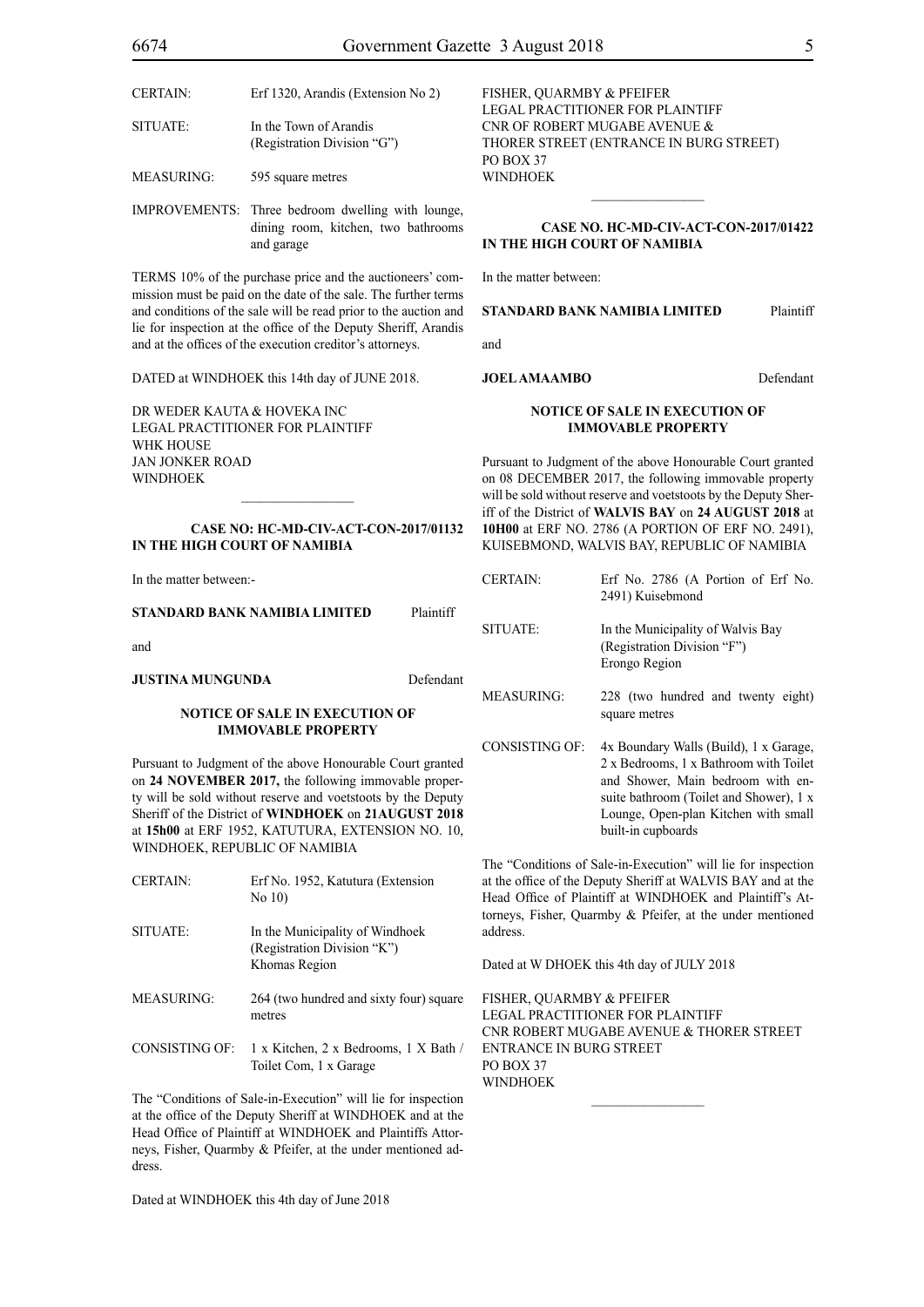| | |
|---|---|
| CERTAIN: | Erf 1320, Arandis (Extension No 2) |
| SITUATE: | In the Town of Arandis (Registration Division "G") |
| MEASURING: | 595 square metres |
| IMPROVEMENTS: | Three bedroom dwelling with lounge, dining room, kitchen, two bathrooms and garage |

TERMS 10% of the purchase price and the auctioneers' commission must be paid on the date of the sale. The further terms and conditions of the sale will be read prior to the auction and lie for inspection at the office of the Deputy Sheriff, Arandis and at the offices of the execution creditor's attorneys.

DATED at WINDHOEK this 14th day of JUNE 2018.

DR WEDER KAUTA & HOVEKA INC
LEGAL PRACTITIONER FOR PLAINTIFF
WHK HOUSE
JAN JONKER ROAD
WINDHOEK

---

**CASE NO: HC-MD-CIV-ACT-CON-2017/01132**
**IN THE HIGH COURT OF NAMIBIA**

In the matter between:-

**STANDARD BANK NAMIBIA LIMITED** Plaintiff

and

**JUSTINA MUNGUNDA** Defendant

**NOTICE OF SALE IN EXECUTION OF IMMOVABLE PROPERTY**

Pursuant to Judgment of the above Honourable Court granted on **24 NOVEMBER 2017,** the following immovable property will be sold without reserve and voetstoots by the Deputy Sheriff of the District of **WINDHOEK** on **21AUGUST 2018** at **15h00** at ERF 1952, KATUTURA, EXTENSION NO. 10, WINDHOEK, REPUBLIC OF NAMIBIA

| | |
|---|---|
| CERTAIN: | Erf No. 1952, Katutura (Extension No 10) |
| SITUATE: | In the Municipality of Windhoek (Registration Division "K") Khomas Region |
| MEASURING: | 264 (two hundred and sixty four) square metres |
| CONSISTING OF: | 1 x Kitchen, 2 x Bedrooms, 1 X Bath / Toilet Com, 1 x Garage |

The "Conditions of Sale-in-Execution" will lie for inspection at the office of the Deputy Sheriff at WINDHOEK and at the Head Office of Plaintiff at WINDHOEK and Plaintiffs Attorneys, Fisher, Quarmby & Pfeifer, at the under mentioned address.

Dated at WINDHOEK this 4th day of June 2018

FISHER, QUARMBY & PFEIFER
LEGAL PRACTITIONER FOR PLAINTIFF
CNR OF ROBERT MUGABE AVENUE &
THORER STREET (ENTRANCE IN BURG STREET)
PO BOX 37
WINDHOEK

---

**CASE NO. HC-MD-CIV-ACT-CON-2017/01422**
**IN THE HIGH COURT OF NAMIBIA**

In the matter between:

**STANDARD BANK NAMIBIA LIMITED** Plaintiff

and

**JOEL AMAAMBO** Defendant

**NOTICE OF SALE IN EXECUTION OF IMMOVABLE PROPERTY**

Pursuant to Judgment of the above Honourable Court granted on 08 DECEMBER 2017, the following immovable property will be sold without reserve and voetstoots by the Deputy Sheriff of the District of **WALVIS BAY** on **24 AUGUST 2018** at **10H00** at ERF NO. 2786 (A PORTION OF ERF NO. 2491), KUISEBMOND, WALVIS BAY, REPUBLIC OF NAMIBIA

| | |
|---|---|
| CERTAIN: | Erf No. 2786 (A Portion of Erf No. 2491) Kuisebmond |
| SITUATE: | In the Municipality of Walvis Bay (Registration Division "F") Erongo Region |
| MEASURING: | 228 (two hundred and twenty eight) square metres |
| CONSISTING OF: | 4x Boundary Walls (Build), 1 x Garage, 2 x Bedrooms, 1 x Bathroom with Toilet and Shower, Main bedroom with en-suite bathroom (Toilet and Shower), 1 x Lounge, Open-plan Kitchen with small built-in cupboards |

The "Conditions of Sale-in-Execution" will lie for inspection at the office of the Deputy Sheriff at WALVIS BAY and at the Head Office of Plaintiff at WINDHOEK and Plaintiff's Attorneys, Fisher, Quarmby & Pfeifer, at the under mentioned address.

Dated at W DHOEK this 4th day of JULY 2018

FISHER, QUARMBY & PFEIFER
LEGAL PRACTITIONER FOR PLAINTIFF
CNR ROBERT MUGABE AVENUE & THORER STREET
ENTRANCE IN BURG STREET
PO BOX 37
WINDHOEK

---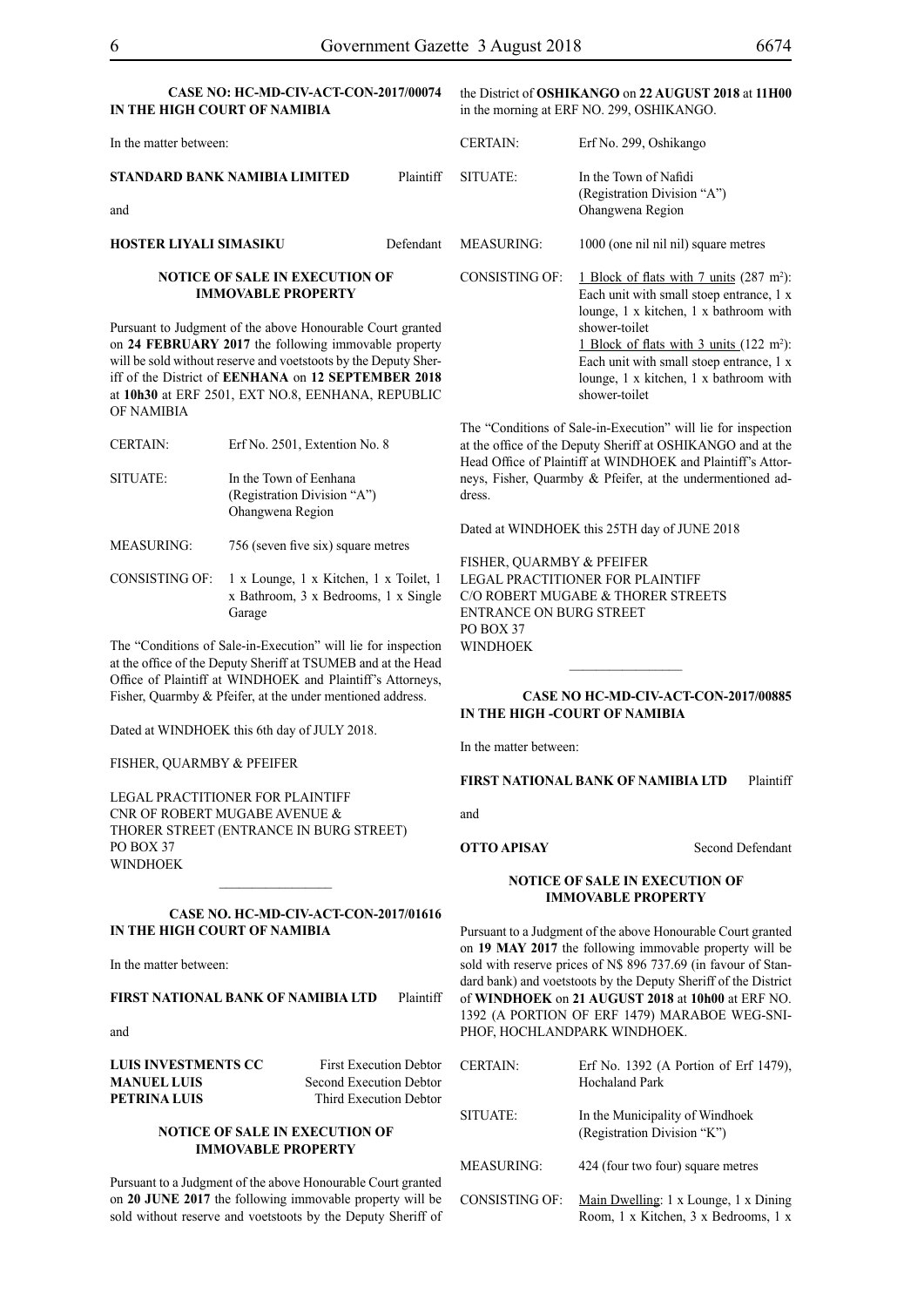**CASE NO: HC-MD-CIV-ACT-CON-2017/00074**
**IN THE HIGH COURT OF NAMIBIA**

In the matter between:

**STANDARD BANK NAMIBIA LIMITED** Plaintiff

and

**HOSTER LIYALI SIMASIKU** Defendant

**NOTICE OF SALE IN EXECUTION OF IMMOVABLE PROPERTY**

Pursuant to Judgment of the above Honourable Court granted on **24 FEBRUARY 2017** the following immovable property will be sold without reserve and voetstoots by the Deputy Sheriff of the District of **EENHANA** on **12 SEPTEMBER 2018** at **10h30** at ERF 2501, EXT NO.8, EENHANA, REPUBLIC OF NAMIBIA

| | |
|---|---|
| CERTAIN: | Erf No. 2501, Extention No. 8 |
| SITUATE: | In the Town of Eenhana (Registration Division "A") Ohangwena Region |
| MEASURING: | 756 (seven five six) square metres |
| CONSISTING OF: | 1 x Lounge, 1 x Kitchen, 1 x Toilet, 1 x Bathroom, 3 x Bedrooms, 1 x Single Garage |

The "Conditions of Sale-in-Execution" will lie for inspection at the office of the Deputy Sheriff at TSUMEB and at the Head Office of Plaintiff at WINDHOEK and Plaintiff's Attorneys, Fisher, Quarmby & Pfeifer, at the under mentioned address.

Dated at WINDHOEK this 6th day of JULY 2018.

FISHER, QUARMBY & PFEIFER

LEGAL PRACTITIONER FOR PLAINTIFF
CNR OF ROBERT MUGABE AVENUE &
THORER STREET (ENTRANCE IN BURG STREET)
PO BOX 37
WINDHOEK

---

**CASE NO. HC-MD-CIV-ACT-CON-2017/01616**
**IN THE HIGH COURT OF NAMIBIA**

In the matter between:

**FIRST NATIONAL BANK OF NAMIBIA LTD** Plaintiff

and

**LUIS INVESTMENTS CC** First Execution Debtor
**MANUEL LUIS** Second Execution Debtor
**PETRINA LUIS** Third Execution Debtor

**NOTICE OF SALE IN EXECUTION OF IMMOVABLE PROPERTY**

Pursuant to a Judgment of the above Honourable Court granted on **20 JUNE 2017** the following immovable property will be sold without reserve and voetstoots by the Deputy Sheriff of the District of **OSHIKANGO** on **22 AUGUST 2018** at **11H00** in the morning at ERF NO. 299, OSHIKANGO.

| | |
|---|---|
| CERTAIN: | Erf No. 299, Oshikango |
| SITUATE: | In the Town of Nafidi (Registration Division "A") Ohangwena Region |
| MEASURING: | 1000 (one nil nil nil) square metres |
| CONSISTING OF: | 1 Block of flats with 7 units (287 m²): Each unit with small stoep entrance, 1 x lounge, 1 x kitchen, 1 x bathroom with shower-toilet<br>1 Block of flats with 3 units (122 m²): Each unit with small stoep entrance, 1 x lounge, 1 x kitchen, 1 x bathroom with shower-toilet |

The "Conditions of Sale-in-Execution" will lie for inspection at the office of the Deputy Sheriff at OSHIKANGO and at the Head Office of Plaintiff at WINDHOEK and Plaintiff's Attorneys, Fisher, Quarmby & Pfeifer, at the undermentioned address.

Dated at WINDHOEK this 25TH day of JUNE 2018

FISHER, QUARMBY & PFEIFER
LEGAL PRACTITIONER FOR PLAINTIFF
C/O ROBERT MUGABE & THORER STREETS
ENTRANCE ON BURG STREET
PO BOX 37
WINDHOEK

---

**CASE NO HC-MD-CIV-ACT-CON-2017/00885**
**IN THE HIGH -COURT OF NAMIBIA**

In the matter between:

**FIRST NATIONAL BANK OF NAMIBIA LTD** Plaintiff

and

**OTTO APISAY** Second Defendant

**NOTICE OF SALE IN EXECUTION OF IMMOVABLE PROPERTY**

Pursuant to a Judgment of the above Honourable Court granted on **19 MAY 2017** the following immovable property will be sold with reserve prices of N$ 896 737.69 (in favour of Standard bank) and voetstoots by the Deputy Sheriff of the District of **WINDHOEK** on **21 AUGUST 2018** at **10h00** at ERF NO. 1392 (A PORTION OF ERF 1479) MARABOE WEG-SNIPHOF, HOCHLANDPARK WINDHOEK.

| | |
|---|---|
| CERTAIN: | Erf No. 1392 (A Portion of Erf 1479), Hochaland Park |
| SITUATE: | In the Municipality of Windhoek (Registration Division "K") |
| MEASURING: | 424 (four two four) square metres |
| CONSISTING OF: | Main Dwelling: 1 x Lounge, 1 x Dining Room, 1 x Kitchen, 3 x Bedrooms, 1 x |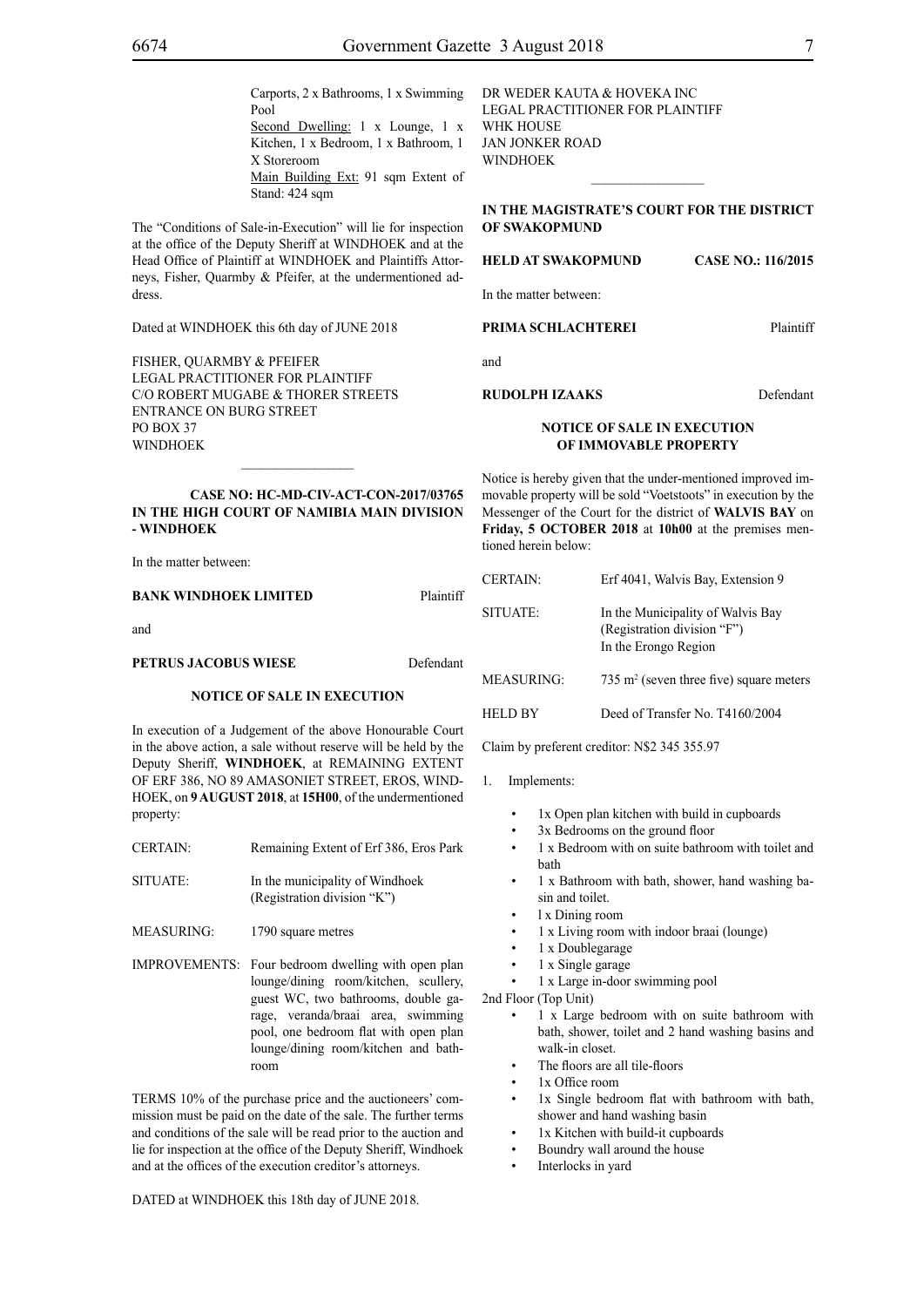Carports, 2 x Bathrooms, 1 x Swimming Pool
Second Dwelling: 1 x Lounge, 1 x Kitchen, 1 x Bedroom, 1 x Bathroom, 1 X Storeroom
Main Building Ext: 91 sqm Extent of Stand: 424 sqm

The "Conditions of Sale-in-Execution" will lie for inspection at the office of the Deputy Sheriff at WINDHOEK and at the Head Office of Plaintiff at WINDHOEK and Plaintiffs Attorneys, Fisher, Quarmby & Pfeifer, at the undermentioned address.

Dated at WINDHOEK this 6th day of JUNE 2018

FISHER, QUARMBY & PFEIFER
LEGAL PRACTITIONER FOR PLAINTIFF
C/O ROBERT MUGABE & THORER STREETS
ENTRANCE ON BURG STREET
PO BOX 37
WINDHOEK

---

**CASE NO: HC-MD-CIV-ACT-CON-2017/03765**
**IN THE HIGH COURT OF NAMIBIA MAIN DIVISION - WINDHOEK**

In the matter between:

**BANK WINDHOEK LIMITED** Plaintiff

and

**PETRUS JACOBUS WIESE** Defendant

**NOTICE OF SALE IN EXECUTION**

In execution of a Judgement of the above Honourable Court in the above action, a sale without reserve will be held by the Deputy Sheriff, **WINDHOEK**, at REMAINING EXTENT OF ERF 386, NO 89 AMASONIET STREET, EROS, WINDHOEK, on **9 AUGUST 2018**, at **15H00**, of the undermentioned property:

| | |
|---|---|
| CERTAIN: | Remaining Extent of Erf 386, Eros Park |
| SITUATE: | In the municipality of Windhoek (Registration division "K") |
| MEASURING: | 1790 square metres |
| IMPROVEMENTS: | Four bedroom dwelling with open plan lounge/dining room/kitchen, scullery, guest WC, two bathrooms, double garage, veranda/braai area, swimming pool, one bedroom flat with open plan lounge/dining room/kitchen and bathroom |

TERMS 10% of the purchase price and the auctioneers' commission must be paid on the date of the sale. The further terms and conditions of the sale will be read prior to the auction and lie for inspection at the office of the Deputy Sheriff, Windhoek and at the offices of the execution creditor's attorneys.

DATED at WINDHOEK this 18th day of JUNE 2018.

DR WEDER KAUTA & HOVEKA INC
LEGAL PRACTITIONER FOR PLAINTIFF
WHK HOUSE
JAN JONKER ROAD
WINDHOEK

---

**IN THE MAGISTRATE'S COURT FOR THE DISTRICT OF SWAKOPMUND**

**HELD AT SWAKOPMUND** **CASE NO.: 116/2015**

In the matter between:

**PRIMA SCHLACHTEREI** Plaintiff

and

**RUDOLPH IZAAKS** Defendant

**NOTICE OF SALE IN EXECUTION OF IMMOVABLE PROPERTY**

Notice is hereby given that the under-mentioned improved immovable property will be sold "Voetstoots" in execution by the Messenger of the Court for the district of **WALVIS BAY** on **Friday, 5 OCTOBER 2018** at **10h00** at the premises mentioned herein below:

| | |
|---|---|
| CERTAIN: | Erf 4041, Walvis Bay, Extension 9 |
| SITUATE: | In the Municipality of Walvis Bay (Registration division "F") In the Erongo Region |
| MEASURING: | 735 m² (seven three five) square meters |
| HELD BY | Deed of Transfer No. T4160/2004 |

Claim by preferent creditor: N$2 345 355.97

1. Implements:

- 1x Open plan kitchen with build in cupboards
- 3x Bedrooms on the ground floor
- 1 x Bedroom with on suite bathroom with toilet and bath
- 1 x Bathroom with bath, shower, hand washing basin and toilet.
- l x Dining room
- 1 x Living room with indoor braai (lounge)
- 1 x Doublegarage
- 1 x Single garage
- 1 x Large in-door swimming pool

2nd Floor (Top Unit)

- 1 x Large bedroom with on suite bathroom with bath, shower, toilet and 2 hand washing basins and walk-in closet.
- The floors are all tile-floors
- 1x Office room
- 1x Single bedroom flat with bathroom with bath, shower and hand washing basin
- 1x Kitchen with build-it cupboards
- Boundry wall around the house
- Interlocks in yard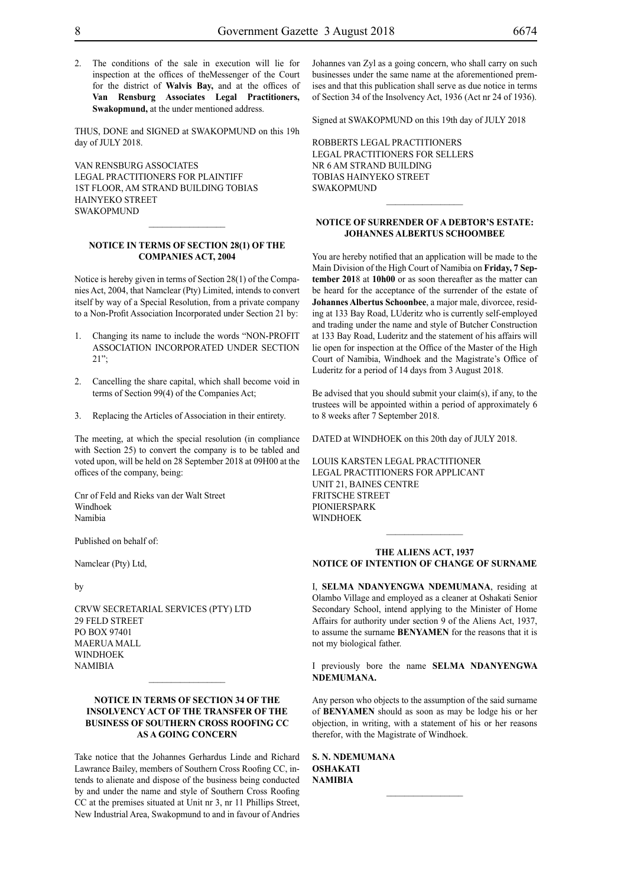2. The conditions of the sale in execution will lie for inspection at the offices of theMessenger of the Court for the district of **Walvis Bay,** and at the offices of **Van Rensburg Associates Legal Practitioners, Swakopmund,** at the under mentioned address.

THUS, DONE and SIGNED at SWAKOPMUND on this 19h day of JULY 2018.

VAN RENSBURG ASSOCIATES
LEGAL PRACTITIONERS FOR PLAINTIFF
1ST FLOOR, AM STRAND BUILDING TOBIAS
HAINYEKO STREET
SWAKOPMUND

---

**NOTICE IN TERMS OF SECTION 28(1) OF THE COMPANIES ACT, 2004**

Notice is hereby given in terms of Section 28(1) of the Companies Act, 2004, that Namclear (Pty) Limited, intends to convert itself by way of a Special Resolution, from a private company to a Non-Profit Association Incorporated under Section 21 by:

1. Changing its name to include the words "NON-PROFIT ASSOCIATION INCORPORATED UNDER SECTION 21";
2. Cancelling the share capital, which shall become void in terms of Section 99(4) of the Companies Act;
3. Replacing the Articles of Association in their entirety.

The meeting, at which the special resolution (in compliance with Section 25) to convert the company is to be tabled and voted upon, will be held on 28 September 2018 at 09H00 at the offices of the company, being:

Cnr of Feld and Rieks van der Walt Street
Windhoek
Namibia

Published on behalf of:

Namclear (Pty) Ltd,

by

CRVW SECRETARIAL SERVICES (PTY) LTD
29 FELD STREET
PO BOX 97401
MAERUA MALL
WINDHOEK
NAMIBIA

---

**NOTICE IN TERMS OF SECTION 34 OF THE INSOLVENCY ACT OF THE TRANSFER OF THE BUSINESS OF SOUTHERN CROSS ROOFING CC AS A GOING CONCERN**

Take notice that the Johannes Gerhardus Linde and Richard Lawrance Bailey, members of Southern Cross Roofing CC, intends to alienate and dispose of the business being conducted by and under the name and style of Southern Cross Roofing CC at the premises situated at Unit nr 3, nr 11 Phillips Street, New Industrial Area, Swakopmund to and in favour of Andries Johannes van Zyl as a going concern, who shall carry on such businesses under the same name at the aforementioned premises and that this publication shall serve as due notice in terms of Section 34 of the Insolvency Act, 1936 (Act nr 24 of 1936).

Signed at SWAKOPMUND on this 19th day of JULY 2018

ROBBERTS LEGAL PRACTITIONERS
LEGAL PRACTITIONERS FOR SELLERS
NR 6 AM STRAND BUILDING
TOBIAS HAINYEKO STREET
SWAKOPMUND

---

**NOTICE OF SURRENDER OF A DEBTOR'S ESTATE: JOHANNES ALBERTUS SCHOOMBEE**

You are hereby notified that an application will be made to the Main Division of the High Court of Namibia on **Friday, 7 September 201**8 at **10h00** or as soon thereafter as the matter can be heard for the acceptance of the surrender of the estate of **Johannes Albertus Schoonbee**, a major male, divorcee, residing at 133 Bay Road, LUderitz who is currently self-employed and trading under the name and style of Butcher Construction at 133 Bay Road, Luderitz and the statement of his affairs will lie open for inspection at the Office of the Master of the High Court of Namibia, Windhoek and the Magistrate's Office of Luderitz for a period of 14 days from 3 August 2018.

Be advised that you should submit your claim(s), if any, to the trustees will be appointed within a period of approximately 6 to 8 weeks after 7 September 2018.

DATED at WINDHOEK on this 20th day of JULY 2018.

LOUIS KARSTEN LEGAL PRACTITIONER
LEGAL PRACTITIONERS FOR APPLICANT
UNIT 21, BAINES CENTRE
FRITSCHE STREET
PIONIERSPARK
WINDHOEK

---

**THE ALIENS ACT, 1937**
**NOTICE OF INTENTION OF CHANGE OF SURNAME**

I, **SELMA NDANYENGWA NDEMUMANA**, residing at Olambo Village and employed as a cleaner at Oshakati Senior Secondary School, intend applying to the Minister of Home Affairs for authority under section 9 of the Aliens Act, 1937, to assume the surname **BENYAMEN** for the reasons that it is not my biological father.

I previously bore the name **SELMA NDANYENGWA NDEMUMANA.**

Any person who objects to the assumption of the said surname of **BENYAMEN** should as soon as may be lodge his or her objection, in writing, with a statement of his or her reasons therefor, with the Magistrate of Windhoek.

**S. N. NDEMUMANA**
**OSHAKATI**
**NAMIBIA**

---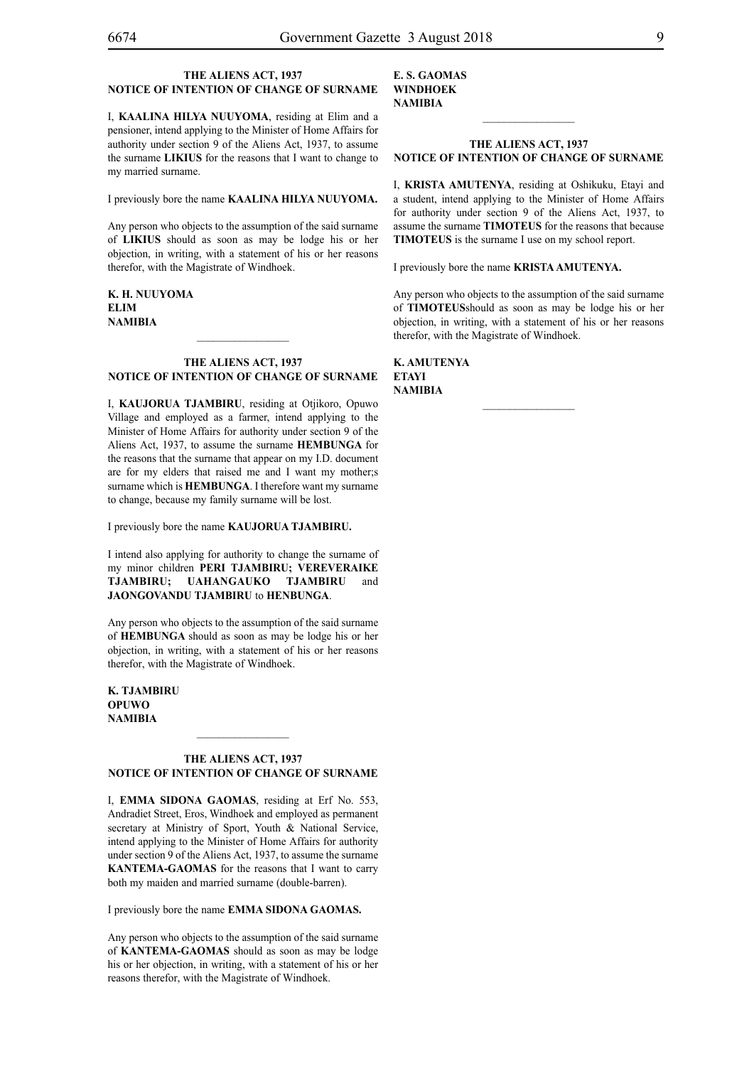## THE ALIENS ACT, 1937
## NOTICE OF INTENTION OF CHANGE OF SURNAME

I, **KAALINA HILYA NUUYOMA**, residing at Elim and a pensioner, intend applying to the Minister of Home Affairs for authority under section 9 of the Aliens Act, 1937, to assume the surname **LIKIUS** for the reasons that I want to change to my married surname.

I previously bore the name **KAALINA HILYA NUUYOMA.**

Any person who objects to the assumption of the said surname of **LIKIUS** should as soon as may be lodge his or her objection, in writing, with a statement of his or her reasons therefor, with the Magistrate of Windhoek.

**K. H. NUUYOMA**
**ELIM**
**NAMIBIA**

---

## THE ALIENS ACT, 1937
## NOTICE OF INTENTION OF CHANGE OF SURNAME

I, **KAUJORUA TJAMBIRU**, residing at Otjikoro, Opuwo Village and employed as a farmer, intend applying to the Minister of Home Affairs for authority under section 9 of the Aliens Act, 1937, to assume the surname **HEMBUNGA** for the reasons that the surname that appear on my I.D. document are for my elders that raised me and I want my mother;s surname which is **HEMBUNGA**. I therefore want my surname to change, because my family surname will be lost.

I previously bore the name **KAUJORUA TJAMBIRU.**

I intend also applying for authority to change the surname of my minor children **PERI TJAMBIRU; VEREVERAIKE TJAMBIRU; UAHANGAUKO TJAMBIRU** and **JAONGOVANDU TJAMBIRU** to **HENBUNGA**.

Any person who objects to the assumption of the said surname of **HEMBUNGA** should as soon as may be lodge his or her objection, in writing, with a statement of his or her reasons therefor, with the Magistrate of Windhoek.

**K. TJAMBIRU**
**OPUWO**
**NAMIBIA**

---

## THE ALIENS ACT, 1937
## NOTICE OF INTENTION OF CHANGE OF SURNAME

I, **EMMA SIDONA GAOMAS**, residing at Erf No. 553, Andradiet Street, Eros, Windhoek and employed as permanent secretary at Ministry of Sport, Youth & National Service, intend applying to the Minister of Home Affairs for authority under section 9 of the Aliens Act, 1937, to assume the surname **KANTEMA-GAOMAS** for the reasons that I want to carry both my maiden and married surname (double-barren).

I previously bore the name **EMMA SIDONA GAOMAS.**

Any person who objects to the assumption of the said surname of **KANTEMA-GAOMAS** should as soon as may be lodge his or her objection, in writing, with a statement of his or her reasons therefor, with the Magistrate of Windhoek.

**E. S. GAOMAS**
**WINDHOEK**
**NAMIBIA**

---

## THE ALIENS ACT, 1937
## NOTICE OF INTENTION OF CHANGE OF SURNAME

I, **KRISTA AMUTENYA**, residing at Oshikuku, Etayi and a student, intend applying to the Minister of Home Affairs for authority under section 9 of the Aliens Act, 1937, to assume the surname **TIMOTEUS** for the reasons that because **TIMOTEUS** is the surname I use on my school report.

I previously bore the name **KRISTA AMUTENYA.**

Any person who objects to the assumption of the said surname of **TIMOTEUS**should as soon as may be lodge his or her objection, in writing, with a statement of his or her reasons therefor, with the Magistrate of Windhoek.

**K. AMUTENYA**
**ETAYI**
**NAMIBIA**

---